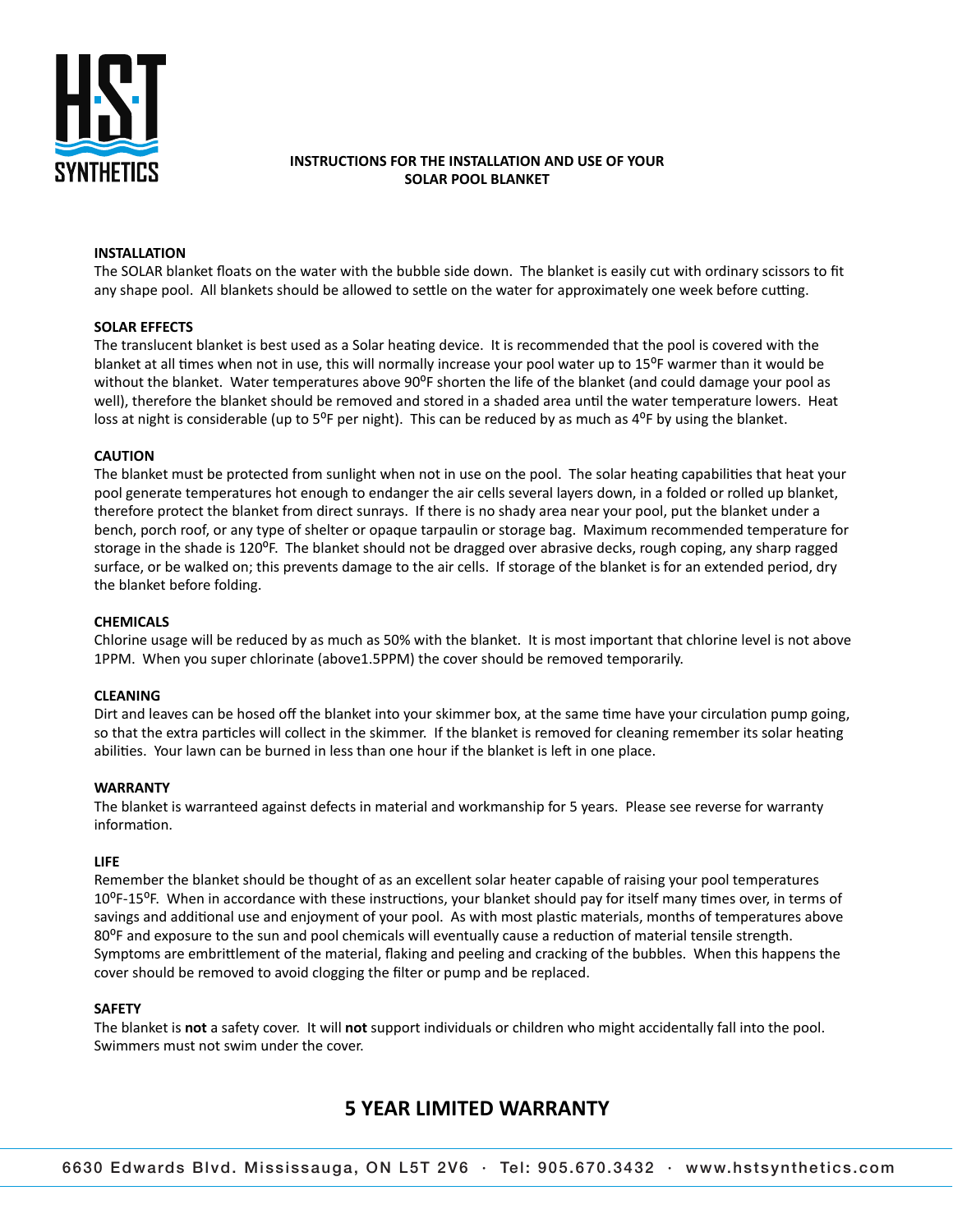# INSTRUCTIONS FOR THE INSTALLATION AND USE OF YOUR SOLAR POOL BLANKET

**INSTALLATION**

The SOLAR blanket floats on the water with the bubble side down. The blanket is easily cut with ordinary scissors to fit any shape pool. All blankets should be allowed to settle on the water for approximately one week before cutting.

**SOLAR EFFECTS**

The translucent blanket is best used as a Solar heating device. It is recommended that the pool is covered with the blanket at all times when not in use, this will normally increase your pool water up to 15ºF warmer than it would be without the blanket. Water temperatures above 90ºF shorten the life of the blanket (and could damage your pool as well), therefore the blanket should be removed and stored in a shaded area until the water temperature lowers. Heat loss at night is considerable (up to 5ºF per night). This can be reduced by as much as 4ºF by using the blanket.

**CAUTION**

The blanket must be protected from sunlight when not in use on the pool. The solar heating capabilities that heat your pool generate temperatures hot enough to endanger the air cells several layers down, in a folded or rolled up blanket, therefore protect the blanket from direct sunrays. If there is no shady area near your pool, put the blanket under a bench, porch roof, or any type of shelter or opaque tarpaulin or storage bag. Maximum recommended temperature for storage in the shade is 120ºF. The blanket should not be dragged over abrasive decks, rough coping, any sharp ragged surface, or be walked on; this prevents damage to the air cells. If storage of the blanket is for an extended period, dry the blanket before folding.

**CHEMICALS**

Chlorine usage will be reduced by as much as 50% with the blanket. It is most important that chlorine level is not above 1PPM. When you super chlorinate (above1.5PPM) the cover should be removed temporarily.

**CLEANING**

Dirt and leaves can be hosed off the blanket into your skimmer box, at the same time have your circulation pump going, so that the extra particles will collect in the skimmer. If the blanket is removed for cleaning remember its solar heating abilities. Your lawn can be burned in less than one hour if the blanket is left in one place.

**WARRANTY**

The blanket is warranteed against defects in material and workmanship for 5 years. Please see reverse for warranty information.

**LIFE**

Remember the blanket should be thought of as an excellent solar heater capable of raising your pool temperatures 10ºF-15ºF. When in accordance with these instructions, your blanket should pay for itself many times over, in terms of savings and additional use and enjoyment of your pool. As with most plastic materials, months of temperatures above 80ºF and exposure to the sun and pool chemicals will eventually cause a reduction of material tensile strength. Symptoms are embrittlement of the material, flaking and peeling and cracking of the bubbles. When this happens the cover should be removed to avoid clogging the filter or pump and be replaced.

**SAFETY**

The blanket is **not** a safety cover. It will **not** support individuals or children who might accidentally fall into the pool. Swimmers must not swim under the cover.

## 5 YEAR LIMITED WARRANTY

6630 Edwards Blvd. Mississauga, ON L5T 2V6 · Tel: 905.670.3432 · www.hstsynthetics.com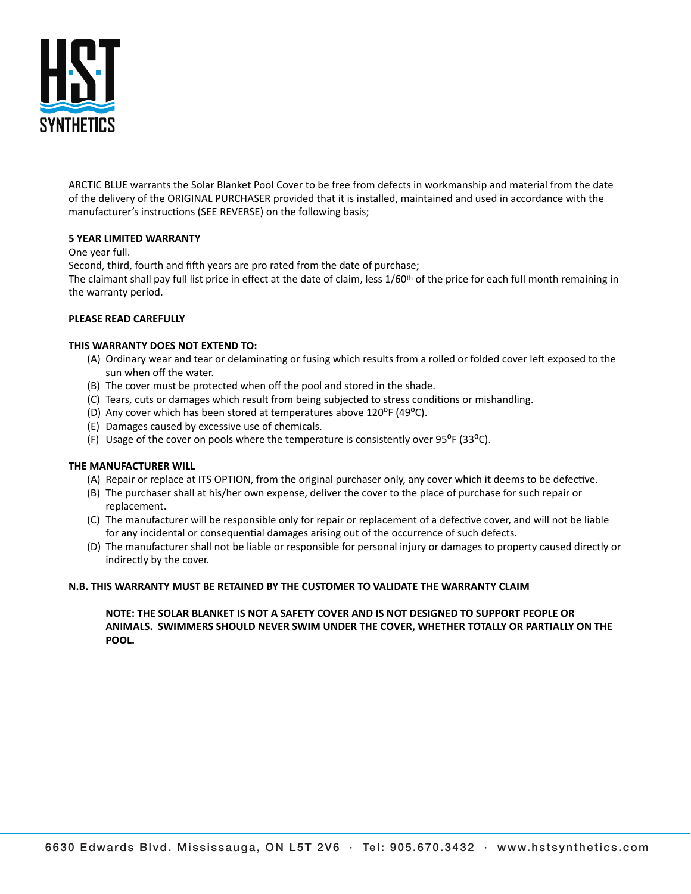HST SYNTHETICS

ARCTIC BLUE warrants the Solar Blanket Pool Cover to be free from defects in workmanship and material from the date of the delivery of the ORIGINAL PURCHASER provided that it is installed, maintained and used in accordance with the manufacturer's instructions (SEE REVERSE) on the following basis;

**5 YEAR LIMITED WARRANTY**

One year full.
Second, third, fourth and fifth years are pro rated from the date of purchase;
The claimant shall pay full list price in effect at the date of claim, less 1/60th of the price for each full month remaining in the warranty period.

**PLEASE READ CAREFULLY**

**THIS WARRANTY DOES NOT EXTEND TO:**

(A) Ordinary wear and tear or delaminating or fusing which results from a rolled or folded cover left exposed to the sun when off the water.
(B) The cover must be protected when off the pool and stored in the shade.
(C) Tears, cuts or damages which result from being subjected to stress conditions or mishandling.
(D) Any cover which has been stored at temperatures above 120ºF (49ºC).
(E) Damages caused by excessive use of chemicals.
(F) Usage of the cover on pools where the temperature is consistently over 95ºF (33ºC).

**THE MANUFACTURER WILL**

(A) Repair or replace at ITS OPTION, from the original purchaser only, any cover which it deems to be defective.
(B) The purchaser shall at his/her own expense, deliver the cover to the place of purchase for such repair or replacement.
(C) The manufacturer will be responsible only for repair or replacement of a defective cover, and will not be liable for any incidental or consequential damages arising out of the occurrence of such defects.
(D) The manufacturer shall not be liable or responsible for personal injury or damages to property caused directly or indirectly by the cover.

**N.B. THIS WARRANTY MUST BE RETAINED BY THE CUSTOMER TO VALIDATE THE WARRANTY CLAIM**

**NOTE: THE SOLAR BLANKET IS NOT A SAFETY COVER AND IS NOT DESIGNED TO SUPPORT PEOPLE OR ANIMALS. SWIMMERS SHOULD NEVER SWIM UNDER THE COVER, WHETHER TOTALLY OR PARTIALLY ON THE POOL.**

6630 Edwards Blvd. Mississauga, ON L5T 2V6 · Tel: 905.670.3432 · www.hstsynthetics.com